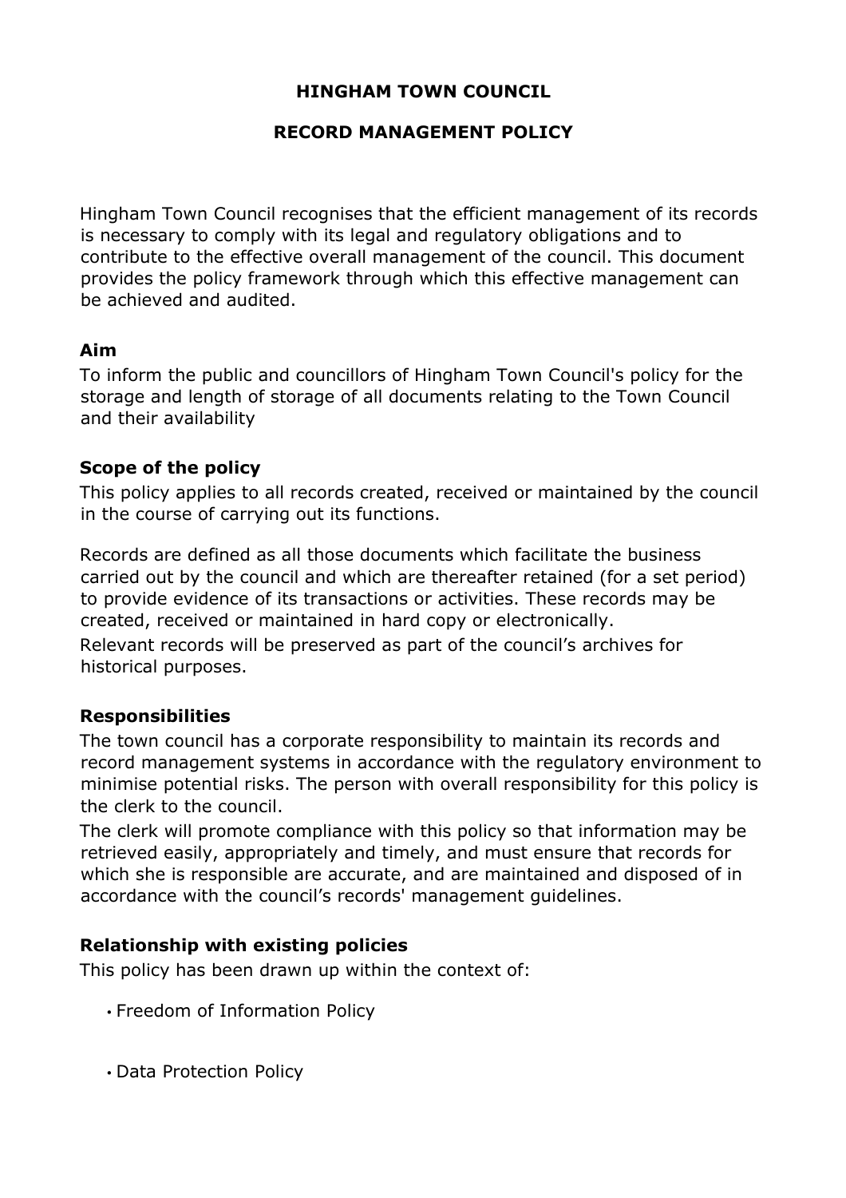# HINGHAM TOWN COUNCIL

## RECORD MANAGEMENT POLICY

Hingham Town Council recognises that the efficient management of its records is necessary to comply with its legal and regulatory obligations and to contribute to the effective overall management of the council. This document provides the policy framework through which this effective management can be achieved and audited.

### Aim

To inform the public and councillors of Hingham Town Council's policy for the storage and length of storage of all documents relating to the Town Council and their availability

### Scope of the policy

This policy applies to all records created, received or maintained by the council in the course of carrying out its functions.

Records are defined as all those documents which facilitate the business carried out by the council and which are thereafter retained (for a set period) to provide evidence of its transactions or activities. These records may be created, received or maintained in hard copy or electronically.

Relevant records will be preserved as part of the council's archives for historical purposes.

### Responsibilities

The town council has a corporate responsibility to maintain its records and record management systems in accordance with the regulatory environment to minimise potential risks. The person with overall responsibility for this policy is the clerk to the council.

The clerk will promote compliance with this policy so that information may be retrieved easily, appropriately and timely, and must ensure that records for which she is responsible are accurate, and are maintained and disposed of in accordance with the council's records' management guidelines.

### Relationship with existing policies

This policy has been drawn up within the context of:

- Freedom of Information Policy
- Data Protection Policy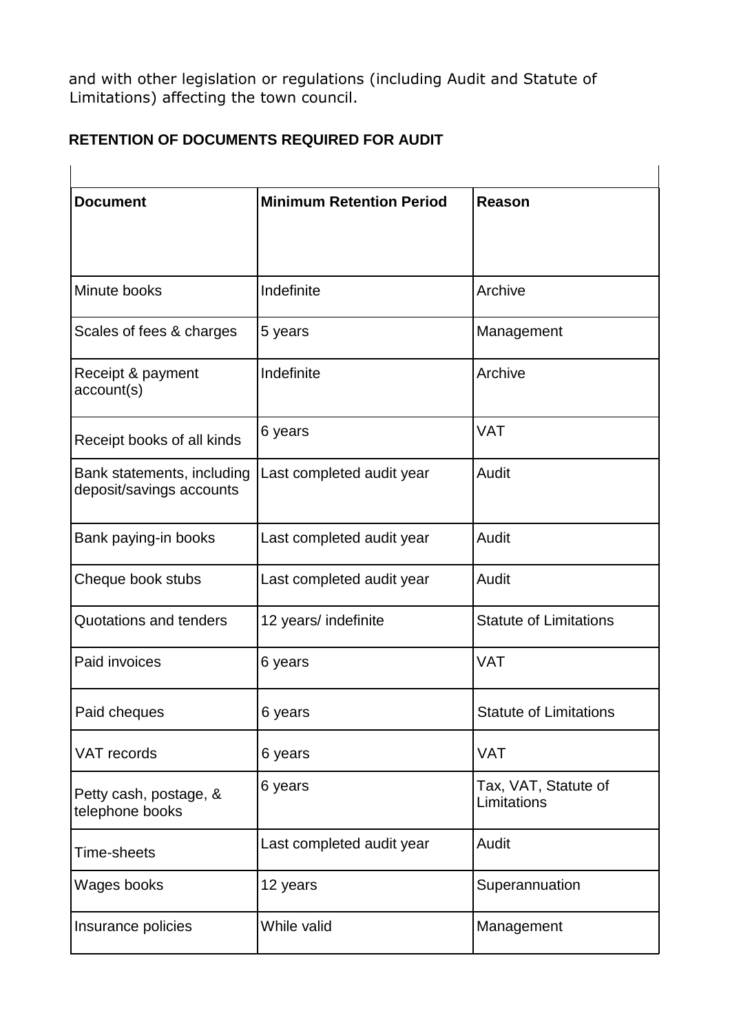and with other legislation or regulations (including Audit and Statute of Limitations) affecting the town council.

**RETENTION OF DOCUMENTS REQUIRED FOR AUDIT**

| Document | Minimum Retention Period | Reason |
|---|---|---|
| Minute books | Indefinite | Archive |
| Scales of fees & charges | 5 years | Management |
| Receipt & payment account(s) | Indefinite | Archive |
| Receipt books of all kinds | 6 years | VAT |
| Bank statements, including deposit/savings accounts | Last completed audit year | Audit |
| Bank paying-in books | Last completed audit year | Audit |
| Cheque book stubs | Last completed audit year | Audit |
| Quotations and tenders | 12 years/ indefinite | Statute of Limitations |
| Paid invoices | 6 years | VAT |
| Paid cheques | 6 years | Statute of Limitations |
| VAT records | 6 years | VAT |
| Petty cash, postage, & telephone books | 6 years | Tax, VAT, Statute of Limitations |
| Time-sheets | Last completed audit year | Audit |
| Wages books | 12 years | Superannuation |
| Insurance policies | While valid | Management |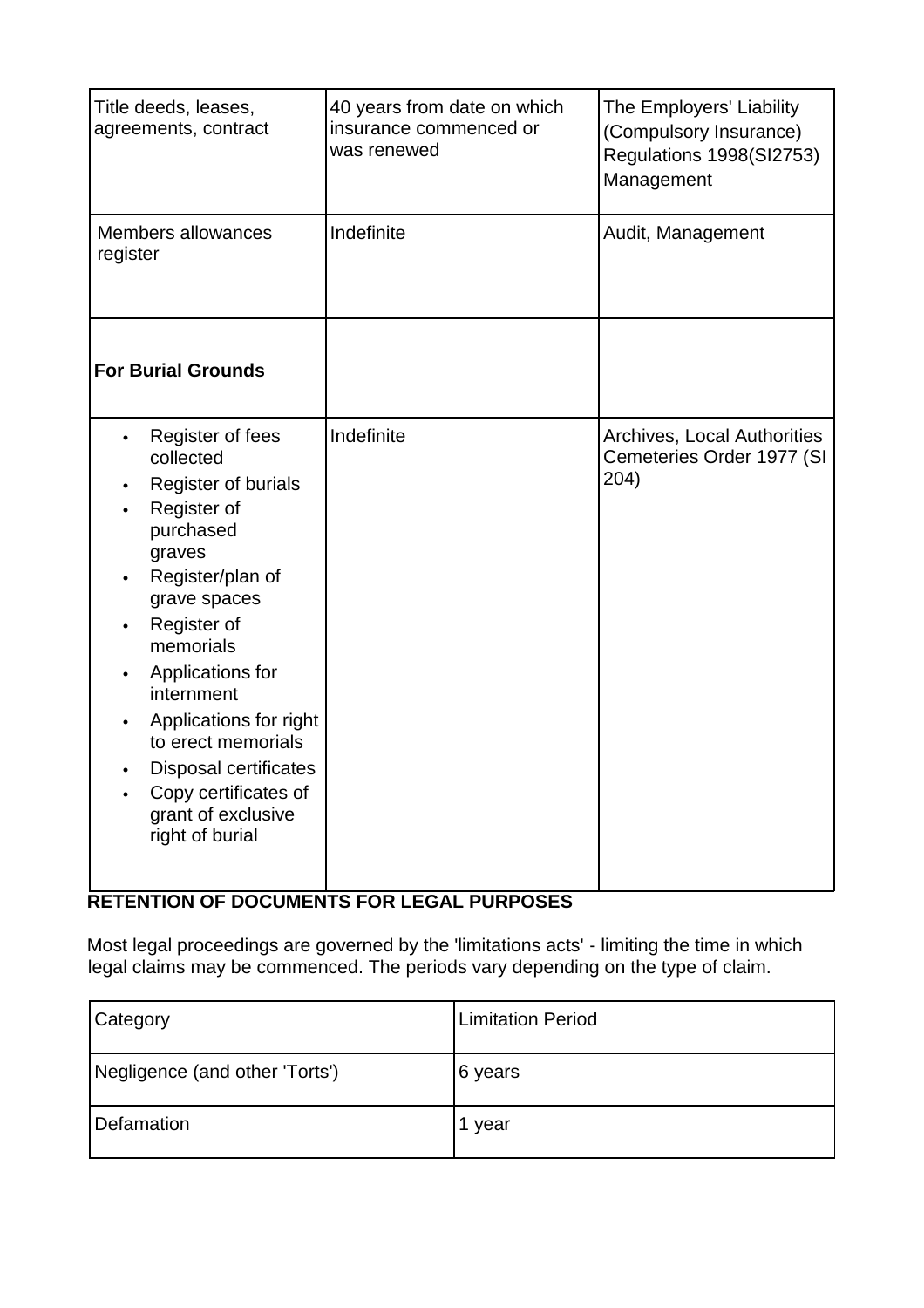| | | |
|---|---|---|
| Title deeds, leases, agreements, contract | 40 years from date on which insurance commenced or was renewed | The Employers' Liability (Compulsory Insurance) Regulations 1998(SI2753) Management |
| Members allowances register | Indefinite | Audit, Management |
| **For Burial Grounds** | | |
| <ul><li>Register of fees collected</li><li>Register of burials</li><li>Register of purchased graves</li><li>Register/plan of grave spaces</li><li>Register of memorials</li><li>Applications for internment</li><li>Applications for right to erect memorials</li><li>Disposal certificates</li><li>Copy certificates of grant of exclusive right of burial</li></ul> | Indefinite | Archives, Local Authorities Cemeteries Order 1977 (SI 204) |

**RETENTION OF DOCUMENTS FOR LEGAL PURPOSES**

Most legal proceedings are governed by the 'limitations acts' - limiting the time in which legal claims may be commenced. The periods vary depending on the type of claim.

| Category | Limitation Period |
|---|---|
| Negligence (and other 'Torts') | 6 years |
| Defamation | 1 year |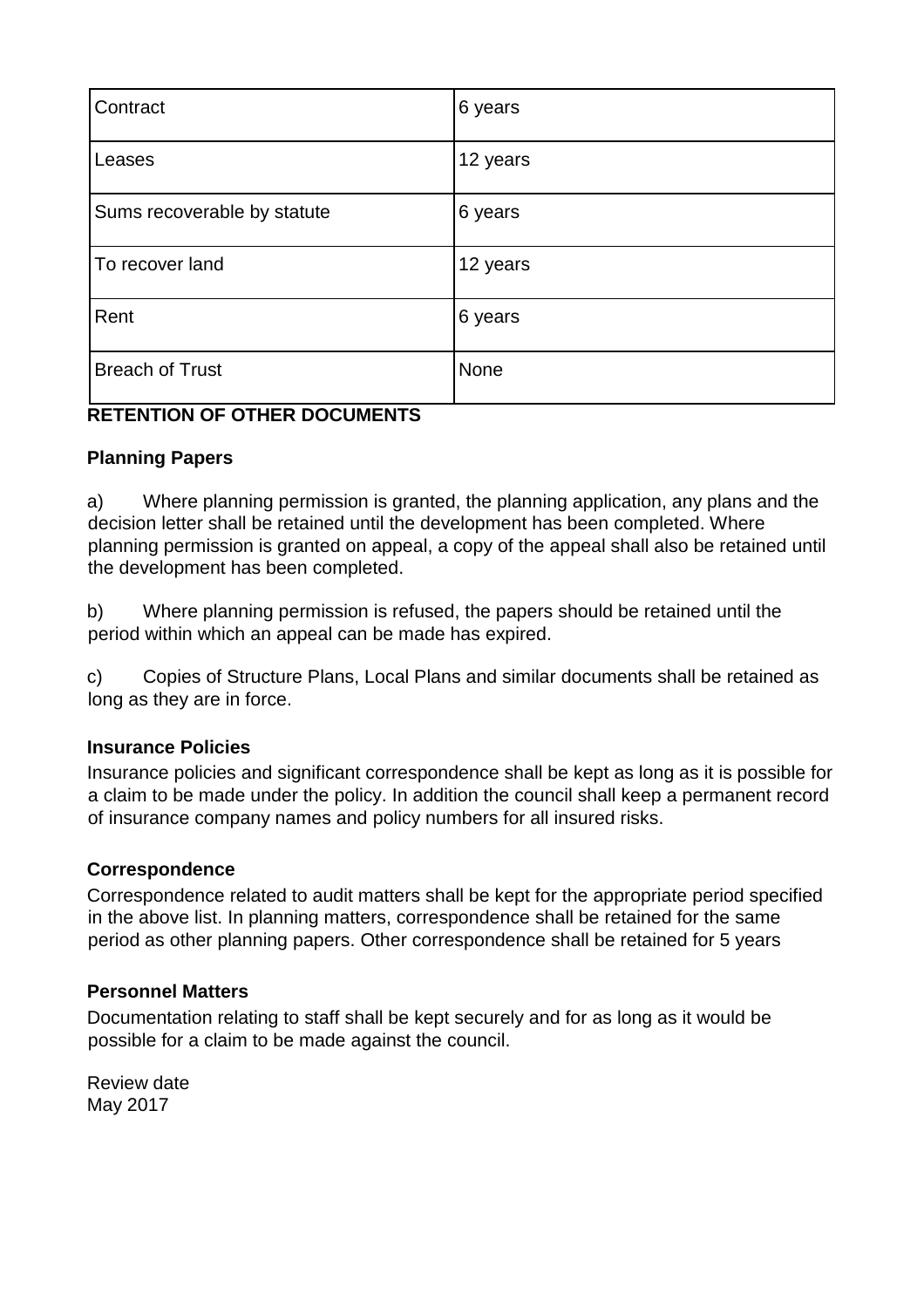| | |
|---|---|
| Contract | 6 years |
| Leases | 12 years |
| Sums recoverable by statute | 6 years |
| To recover land | 12 years |
| Rent | 6 years |
| Breach of Trust | None |

**RETENTION OF OTHER DOCUMENTS**

**Planning Papers**

a) Where planning permission is granted, the planning application, any plans and the decision letter shall be retained until the development has been completed. Where planning permission is granted on appeal, a copy of the appeal shall also be retained until the development has been completed.

b) Where planning permission is refused, the papers should be retained until the period within which an appeal can be made has expired.

c) Copies of Structure Plans, Local Plans and similar documents shall be retained as long as they are in force.

**Insurance Policies**

Insurance policies and significant correspondence shall be kept as long as it is possible for a claim to be made under the policy. In addition the council shall keep a permanent record of insurance company names and policy numbers for all insured risks.

**Correspondence**

Correspondence related to audit matters shall be kept for the appropriate period specified in the above list. In planning matters, correspondence shall be retained for the same period as other planning papers. Other correspondence shall be retained for 5 years

**Personnel Matters**

Documentation relating to staff shall be kept securely and for as long as it would be possible for a claim to be made against the council.

Review date
May 2017